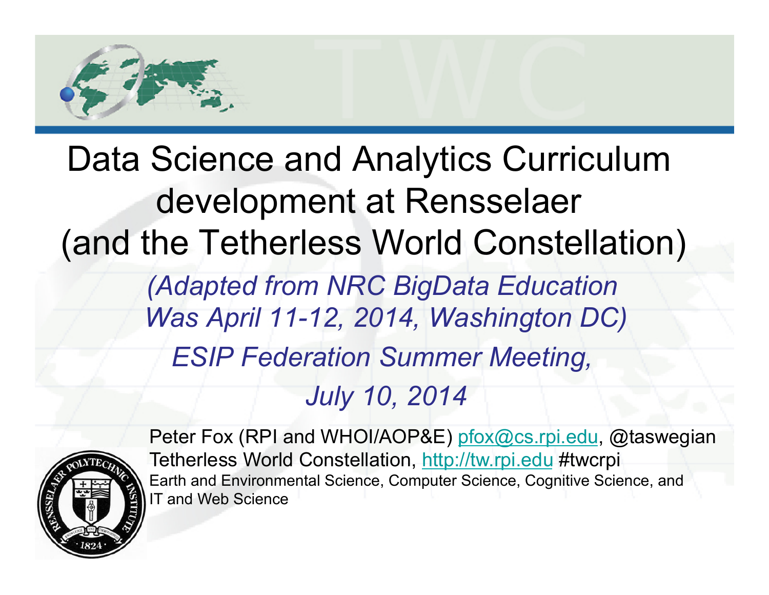# Data Science and Analytics Curriculum development at Rensselaer (and the Tetherless World Constellation)

*(Adapted from NRC BigData Education Was April 11-12, 2014, Washington DC)*

*ESIP Federation Summer Meeting,*

*July 10, 2014*

Peter Fox (RPI and WHOI/AOP&E) pfox@cs.rpi.edu, @taswegian

Tetherless World Constellation, http://tw.rpi.edu #twcrpi

Earth and Environmental Science, Computer Science, Cognitive Science, and IT and Web Science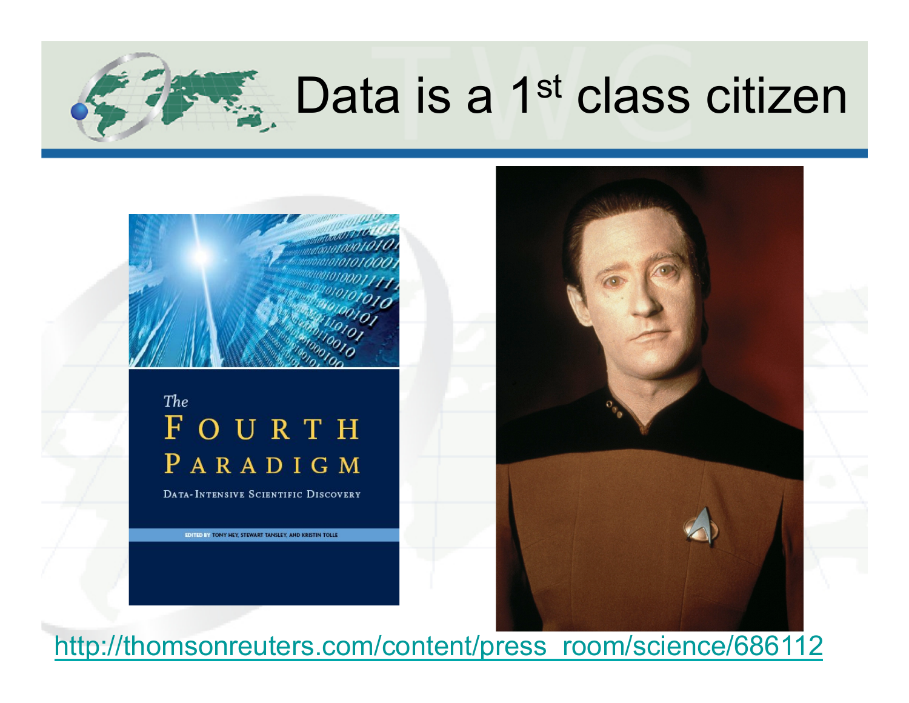# Data is a 1st class citizen

The
FOURTH
PARADIGM
DATA-INTENSIVE SCIENTIFIC DISCOVERY

EDITED BY TONY HEY, STEWART TANSLEY, AND KRISTIN TOLLE

http://thomsonreuters.com/content/press_room/science/686112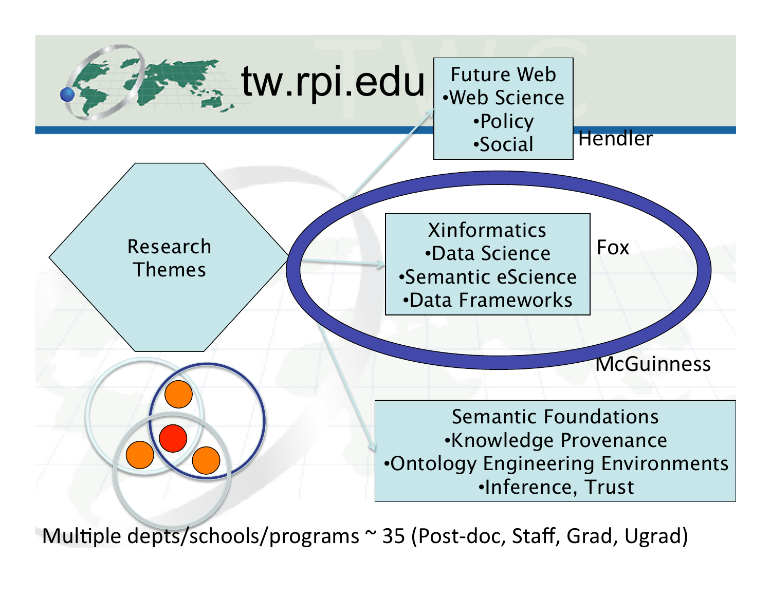# tw.rpi.edu

**Research Themes**

**Future Web** (Hendler)
- Web Science
- Policy
- Social

**Xinformatics** (Fox)
- Data Science
- Semantic eScience
- Data Frameworks

McGuinness

**Semantic Foundations**
- Knowledge Provenance
- Ontology Engineering Environments
- Inference, Trust

Multiple depts/schools/programs ~ 35 (Post-doc, Staff, Grad, Ugrad)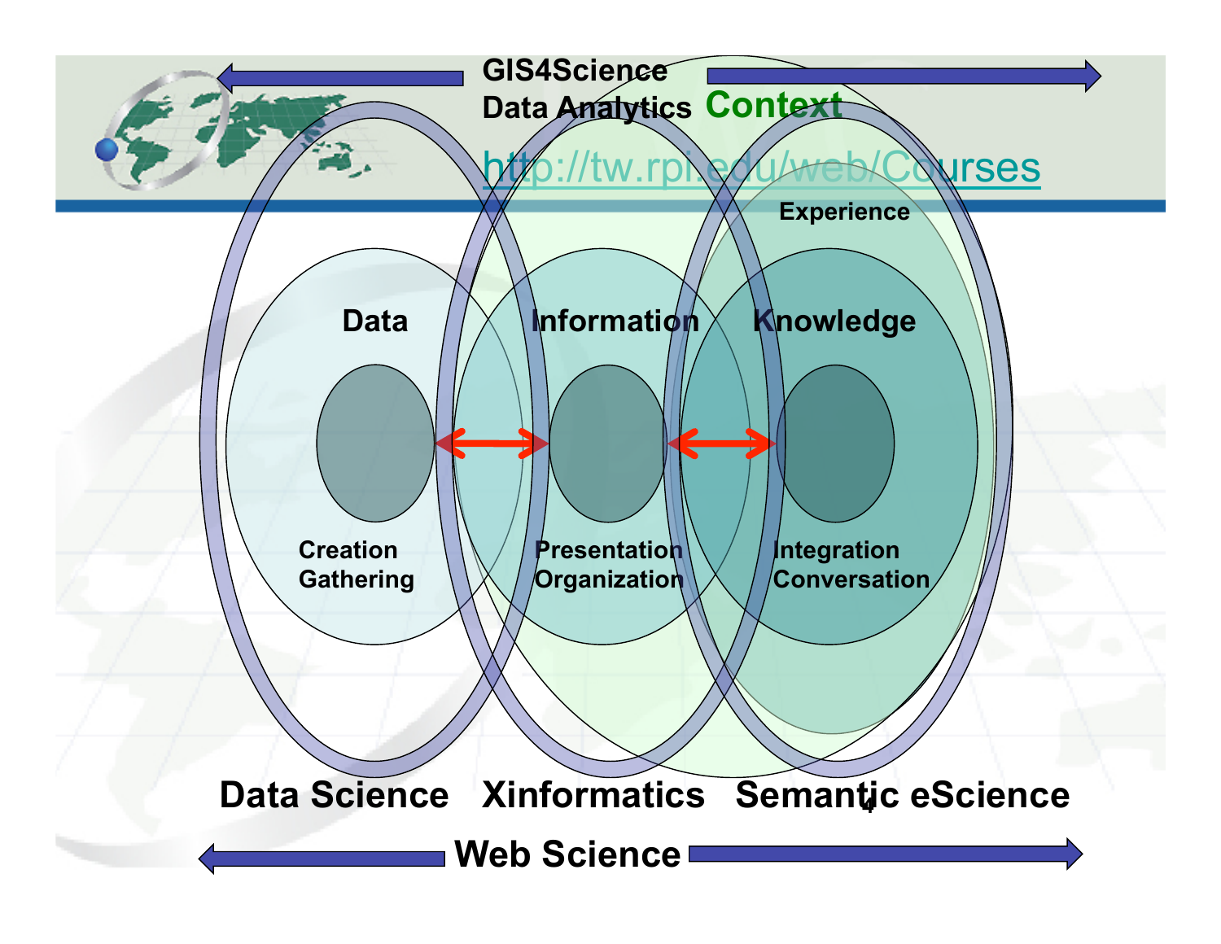GIS4Science

Data Analytics

Context

http://tw.rpi.edu/web/Courses

Experience

Data

Information

Knowledge

Creation
Gathering

Presentation
Organization

Integration
Conversation

Data Science

Xinformatics

Semantic eScience

Web Science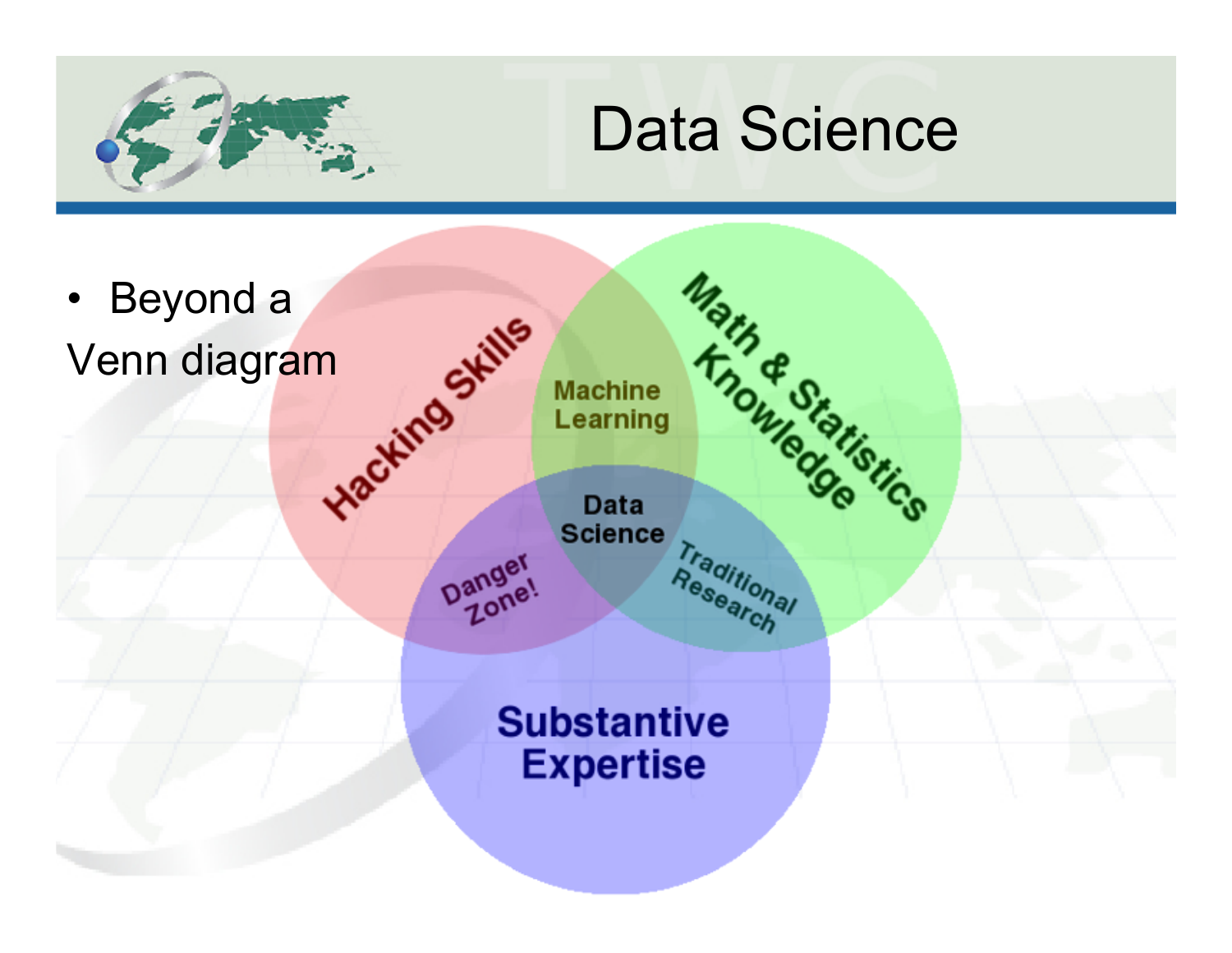# Data Science

- Beyond a Venn diagram

Hacking Skills

Math & Statistics Knowledge

Substantive Expertise

Machine Learning

Data Science

Danger Zone!

Traditional Research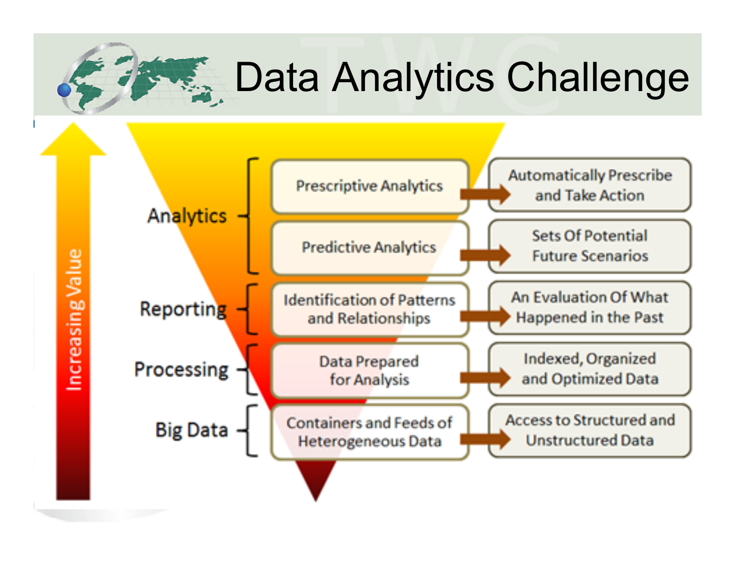# Data Analytics Challenge

Increasing Value

| Level | Stage | Outcome |
| --- | --- | --- |
| Analytics | Prescriptive Analytics | Automatically Prescribe and Take Action |
| Analytics | Predictive Analytics | Sets Of Potential Future Scenarios |
| Reporting | Identification of Patterns and Relationships | An Evaluation Of What Happened in the Past |
| Processing | Data Prepared for Analysis | Indexed, Organized and Optimized Data |
| Big Data | Containers and Feeds of Heterogeneous Data | Access to Structured and Unstructured Data |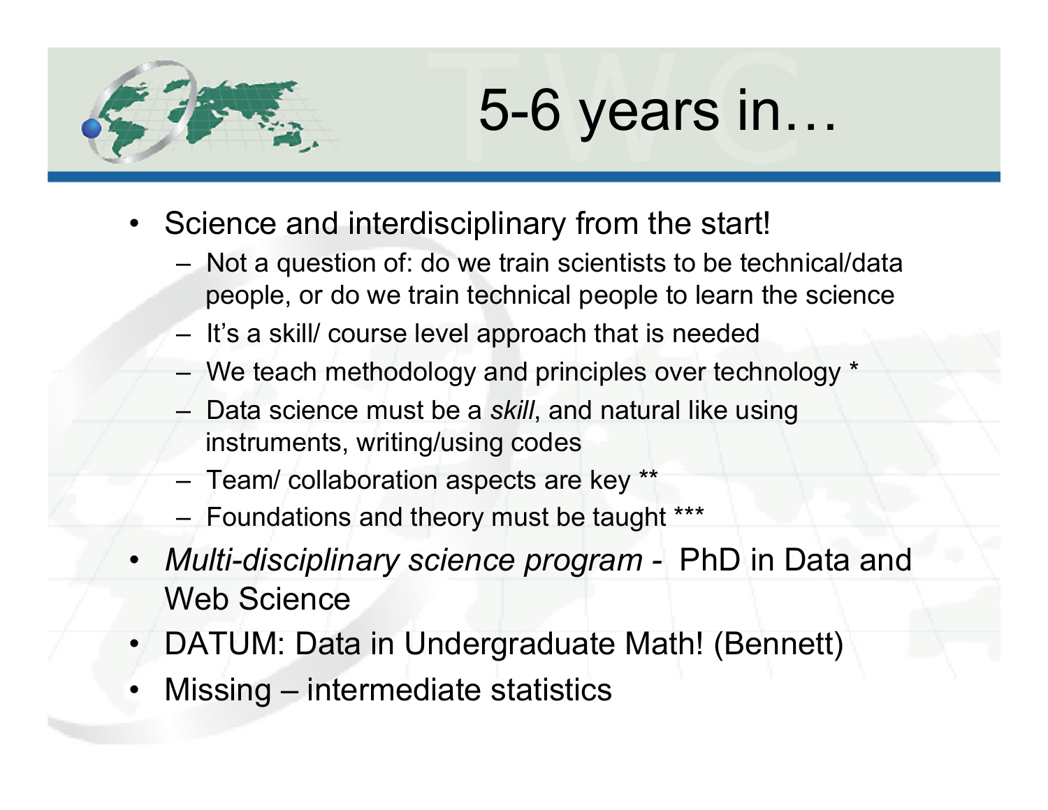# 5-6 years in…

- Science and interdisciplinary from the start!
  - Not a question of: do we train scientists to be technical/data people, or do we train technical people to learn the science
  - It's a skill/ course level approach that is needed
  - We teach methodology and principles over technology *
  - Data science must be a *skill*, and natural like using instruments, writing/using codes
  - Team/ collaboration aspects are key **
  - Foundations and theory must be taught ***
- *Multi-disciplinary science program -* PhD in Data and Web Science
- DATUM: Data in Undergraduate Math! (Bennett)
- Missing – intermediate statistics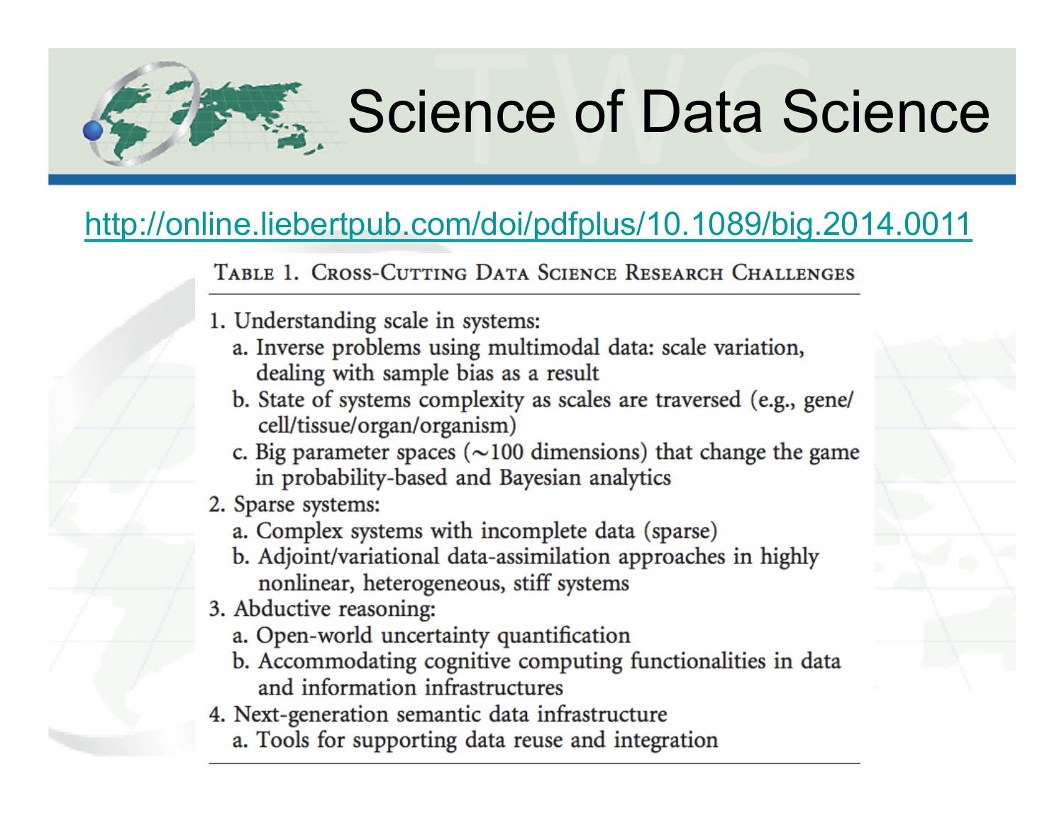# Science of Data Science

http://online.liebertpub.com/doi/pdfplus/10.1089/big.2014.0011

TABLE 1. CROSS-CUTTING DATA SCIENCE RESEARCH CHALLENGES

1. Understanding scale in systems:
   a. Inverse problems using multimodal data: scale variation, dealing with sample bias as a result
   b. State of systems complexity as scales are traversed (e.g., gene/cell/tissue/organ/organism)
   c. Big parameter spaces (~100 dimensions) that change the game in probability-based and Bayesian analytics
2. Sparse systems:
   a. Complex systems with incomplete data (sparse)
   b. Adjoint/variational data-assimilation approaches in highly nonlinear, heterogeneous, stiff systems
3. Abductive reasoning:
   a. Open-world uncertainty quantification
   b. Accommodating cognitive computing functionalities in data and information infrastructures
4. Next-generation semantic data infrastructure
   a. Tools for supporting data reuse and integration